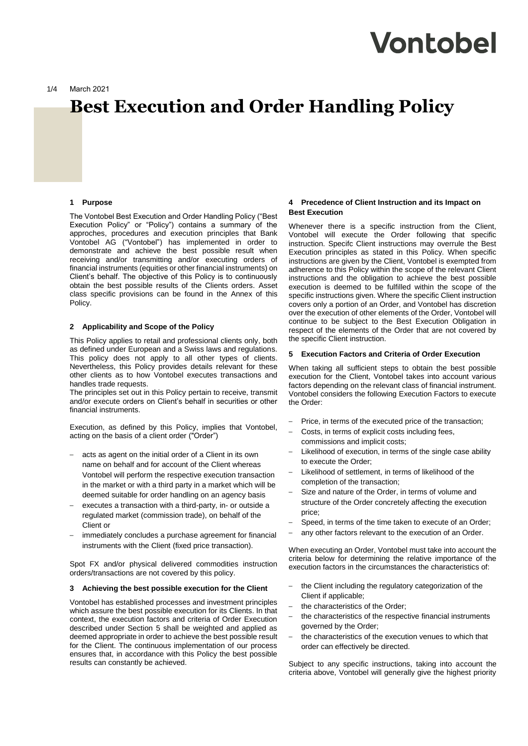# Best Execution and Order Handling Policy

March 2021

## 1 Purpose

The Vontobel Best Execution and Order Handling Policy ("Best Execution Policy" or "Policy") contains a summary of the approches, procedures and execution principles that Bank Vontobel AG ("Vontobel") has implemented in order to demonstrate and achieve the best possible result when receiving and/or transmitting and/or executing orders of financial instruments (equities or other financial instruments) on Client's behalf. The objective of this Policy is to continuously obtain the best possible results of the Clients orders. Asset class specific provisions can be found in the Annex of this Policy.

## 2 Applicability and Scope of the Policy

This Policy applies to retail and professional clients only, both as defined under European and a Swiss laws and regulations. This policy does not apply to all other types of clients. Nevertheless, this Policy provides details relevant for these other clients as to how Vontobel executes transactions and handles trade requests.

The principles set out in this Policy pertain to receive, transmit and/or execute orders on Client's behalf in securities or other financial instruments.

Execution, as defined by this Policy, implies that Vontobel, acting on the basis of a client order ("Order")

- acts as agent on the initial order of a Client in its own name on behalf and for account of the Client whereas Vontobel will perform the respective execution transaction in the market or with a third party in a market which will be deemed suitable for order handling on an agency basis
- executes a transaction with a third-party, in- or outside a regulated market (commission trade), on behalf of the Client or
- immediately concludes a purchase agreement for financial instruments with the Client (fixed price transaction).

Spot FX and/or physical delivered commodities instruction orders/transactions are not covered by this policy.

## 3 Achieving the best possible execution for the Client

Vontobel has established processes and investment principles which assure the best possible execution for its Clients. In that context, the execution factors and criteria of Order Execution described under Section 5 shall be weighted and applied as deemed appropriate in order to achieve the best possible result for the Client. The continuous implementation of our process ensures that, in accordance with this Policy the best possible results can constantly be achieved.

## 4 Precedence of Client Instruction and its Impact on Best Execution

Whenever there is a specific instruction from the Client, Vontobel will execute the Order following that specific instruction. Specifc Client instructions may overrule the Best Execution principles as stated in this Policy. When specific instructions are given by the Client, Vontobel is exempted from adherence to this Policy within the scope of the relevant Client instructions and the obligation to achieve the best possible execution is deemed to be fulfilled within the scope of the specific instructions given. Where the specific Client instruction covers only a portion of an Order, and Vontobel has discretion over the execution of other elements of the Order, Vontobel will continue to be subject to the Best Execution Obligation in respect of the elements of the Order that are not covered by the specific Client instruction.

## 5 Execution Factors and Criteria of Order Execution

When taking all sufficient steps to obtain the best possible execution for the Client, Vontobel takes into account various factors depending on the relevant class of financial instrument. Vontobel considers the following Execution Factors to execute the Order:

- Price, in terms of the executed price of the transaction;
- Costs, in terms of explicit costs including fees, commissions and implicit costs;
- Likelihood of execution, in terms of the single case ability to execute the Order;
- Likelihood of settlement, in terms of likelihood of the completion of the transaction;
- Size and nature of the Order, in terms of volume and structure of the Order concretely affecting the execution price;
- Speed, in terms of the time taken to execute of an Order;
- any other factors relevant to the execution of an Order.

When executing an Order, Vontobel must take into account the criteria below for determining the relative importance of the execution factors in the circumstances the characteristics of:

- the Client including the regulatory categorization of the Client if applicable;
- the characteristics of the Order;
- the characteristics of the respective financial instruments governed by the Order;
- the characteristics of the execution venues to which that order can effectively be directed.

Subject to any specific instructions, taking into account the criteria above, Vontobel will generally give the highest priority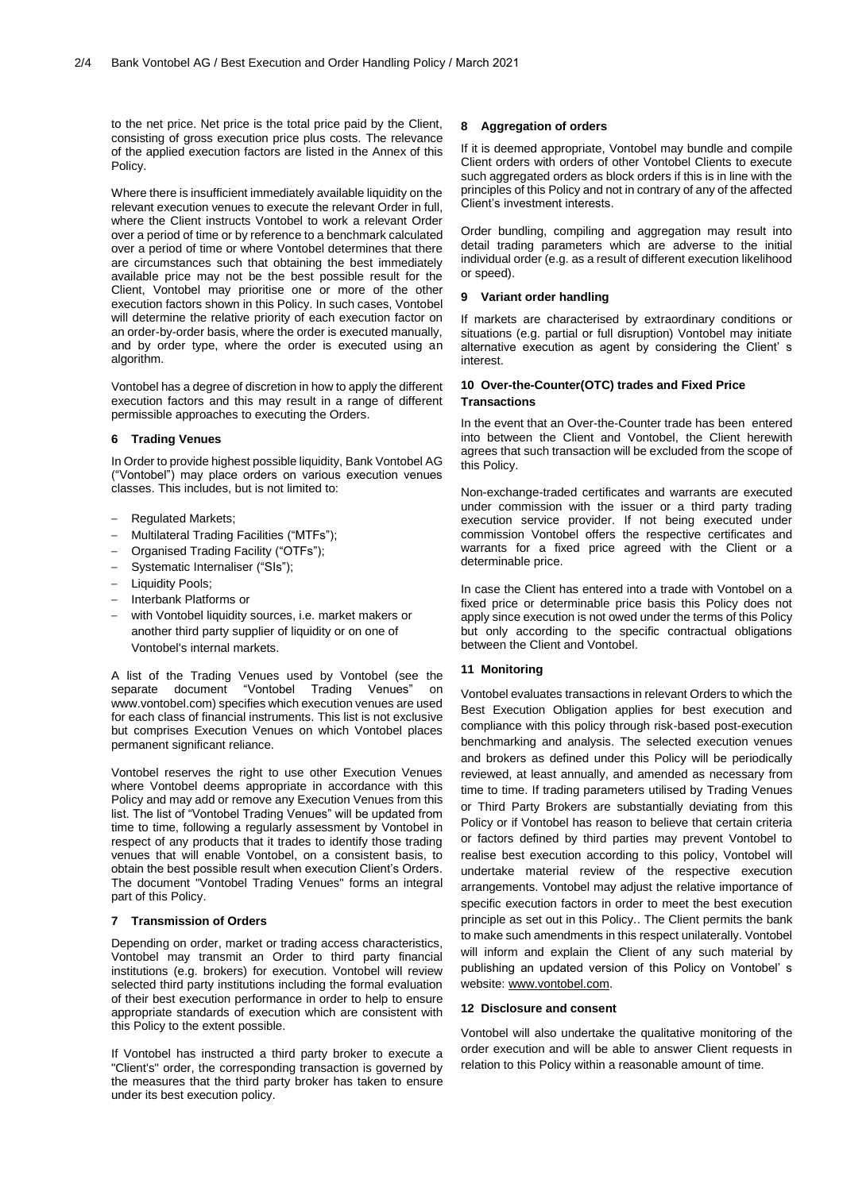to the net price. Net price is the total price paid by the Client, consisting of gross execution price plus costs. The relevance of the applied execution factors are listed in the Annex of this Policy.

Where there is insufficient immediately available liquidity on the relevant execution venues to execute the relevant Order in full, where the Client instructs Vontobel to work a relevant Order over a period of time or by reference to a benchmark calculated over a period of time or where Vontobel determines that there are circumstances such that obtaining the best immediately available price may not be the best possible result for the Client, Vontobel may prioritise one or more of the other execution factors shown in this Policy. In such cases, Vontobel will determine the relative priority of each execution factor on an order-by-order basis, where the order is executed manually, and by order type, where the order is executed using an algorithm.

Vontobel has a degree of discretion in how to apply the different execution factors and this may result in a range of different permissible approaches to executing the Orders.

### 6 Trading Venues

In Order to provide highest possible liquidity, Bank Vontobel AG ("Vontobel") may place orders on various execution venues classes. This includes, but is not limited to:

- Regulated Markets;
- Multilateral Trading Facilities ("MTFs");
- Organised Trading Facility ("OTFs");
- Systematic Internaliser ("SIs");
- Liquidity Pools;
- Interbank Platforms or
- with Vontobel liquidity sources, i.e. market makers or another third party supplier of liquidity or on one of Vontobel's internal markets.

A list of the Trading Venues used by Vontobel (see the separate document "Vontobel Trading Venues" on www.vontobel.com) specifies which execution venues are used for each class of financial instruments. This list is not exclusive but comprises Execution Venues on which Vontobel places permanent significant reliance.

Vontobel reserves the right to use other Execution Venues where Vontobel deems appropriate in accordance with this Policy and may add or remove any Execution Venues from this list. The list of "Vontobel Trading Venues" will be updated from time to time, following a regularly assessment by Vontobel in respect of any products that it trades to identify those trading venues that will enable Vontobel, on a consistent basis, to obtain the best possible result when execution Client's Orders. The document "Vontobel Trading Venues" forms an integral part of this Policy.

### 7 Transmission of Orders

Depending on order, market or trading access characteristics, Vontobel may transmit an Order to third party financial institutions (e.g. brokers) for execution. Vontobel will review selected third party institutions including the formal evaluation of their best execution performance in order to help to ensure appropriate standards of execution which are consistent with this Policy to the extent possible.

If Vontobel has instructed a third party broker to execute a "Client's" order, the corresponding transaction is governed by the measures that the third party broker has taken to ensure under its best execution policy.

### 8 Aggregation of orders

If it is deemed appropriate, Vontobel may bundle and compile Client orders with orders of other Vontobel Clients to execute such aggregated orders as block orders if this is in line with the principles of this Policy and not in contrary of any of the affected Client's investment interests.

Order bundling, compiling and aggregation may result into detail trading parameters which are adverse to the initial individual order (e.g. as a result of different execution likelihood or speed).

### 9 Variant order handling

If markets are characterised by extraordinary conditions or situations (e.g. partial or full disruption) Vontobel may initiate alternative execution as agent by considering the Client' s interest.

### 10 Over-the-Counter(OTC) trades and Fixed Price Transactions

In the event that an Over-the-Counter trade has been entered into between the Client and Vontobel, the Client herewith agrees that such transaction will be excluded from the scope of this Policy.

Non-exchange-traded certificates and warrants are executed under commission with the issuer or a third party trading execution service provider. If not being executed under commission Vontobel offers the respective certificates and warrants for a fixed price agreed with the Client or a determinable price.

In case the Client has entered into a trade with Vontobel on a fixed price or determinable price basis this Policy does not apply since execution is not owed under the terms of this Policy but only according to the specific contractual obligations between the Client and Vontobel.

### 11 Monitoring

Vontobel evaluates transactions in relevant Orders to which the Best Execution Obligation applies for best execution and compliance with this policy through risk-based post-execution benchmarking and analysis. The selected execution venues and brokers as defined under this Policy will be periodically reviewed, at least annually, and amended as necessary from time to time. If trading parameters utilised by Trading Venues or Third Party Brokers are substantially deviating from this Policy or if Vontobel has reason to believe that certain criteria or factors defined by third parties may prevent Vontobel to realise best execution according to this policy, Vontobel will undertake material review of the respective execution arrangements. Vontobel may adjust the relative importance of specific execution factors in order to meet the best execution principle as set out in this Policy.. The Client permits the bank to make such amendments in this respect unilaterally. Vontobel will inform and explain the Client of any such material by publishing an updated version of this Policy on Vontobel' s website: www.vontobel.com.

### 12 Disclosure and consent

Vontobel will also undertake the qualitative monitoring of the order execution and will be able to answer Client requests in relation to this Policy within a reasonable amount of time.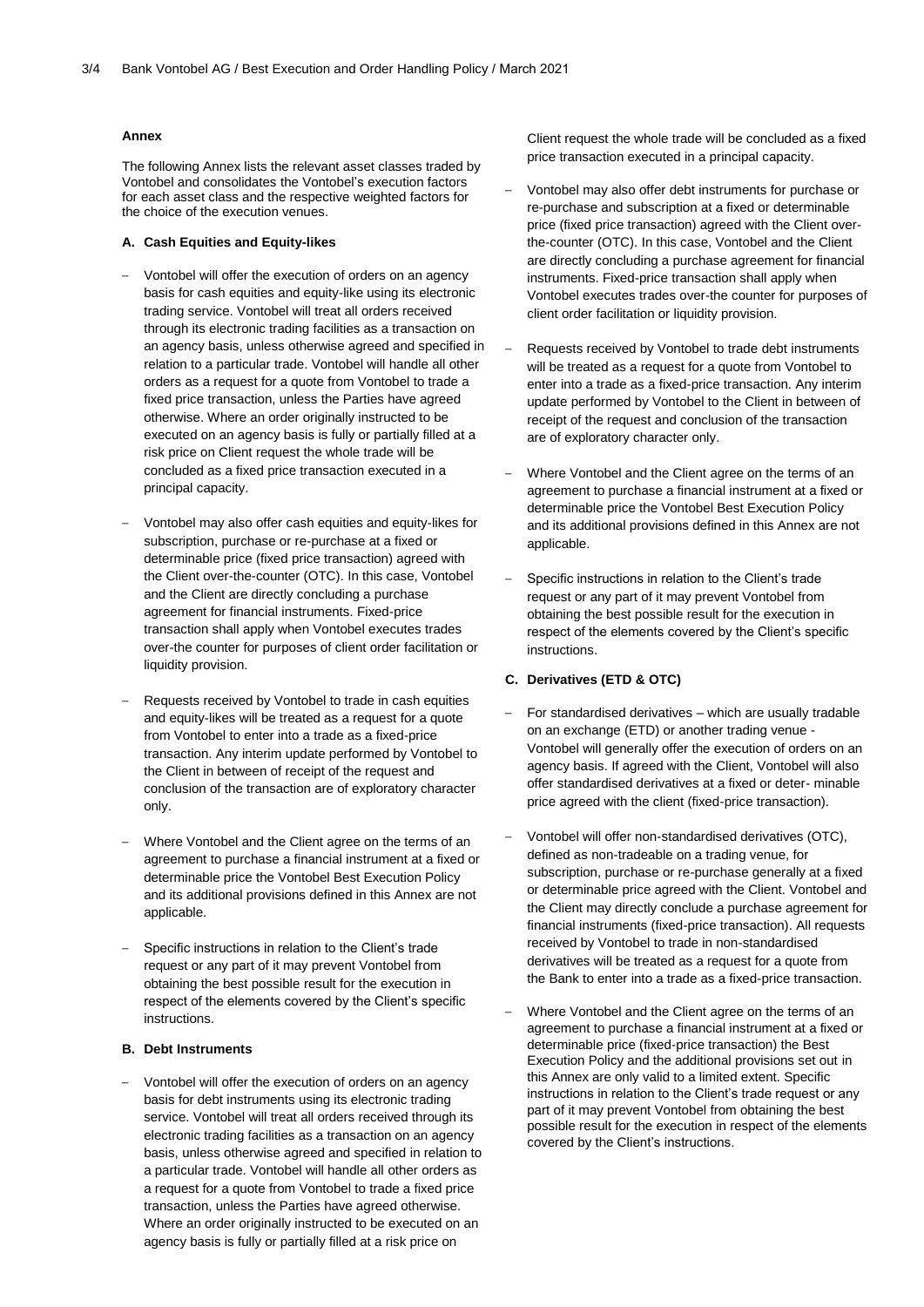## Annex

The following Annex lists the relevant asset classes traded by Vontobel and consolidates the Vontobel's execution factors for each asset class and the respective weighted factors for the choice of the execution venues.

### A. Cash Equities and Equity-likes

- Vontobel will offer the execution of orders on an agency basis for cash equities and equity-like using its electronic trading service. Vontobel will treat all orders received through its electronic trading facilities as a transaction on an agency basis, unless otherwise agreed and specified in relation to a particular trade. Vontobel will handle all other orders as a request for a quote from Vontobel to trade a fixed price transaction, unless the Parties have agreed otherwise. Where an order originally instructed to be executed on an agency basis is fully or partially filled at a risk price on Client request the whole trade will be concluded as a fixed price transaction executed in a principal capacity.
- Vontobel may also offer cash equities and equity-likes for subscription, purchase or re-purchase at a fixed or determinable price (fixed price transaction) agreed with the Client over-the-counter (OTC). In this case, Vontobel and the Client are directly concluding a purchase agreement for financial instruments. Fixed-price transaction shall apply when Vontobel executes trades over-the counter for purposes of client order facilitation or liquidity provision.
- Requests received by Vontobel to trade in cash equities and equity-likes will be treated as a request for a quote from Vontobel to enter into a trade as a fixed-price transaction. Any interim update performed by Vontobel to the Client in between of receipt of the request and conclusion of the transaction are of exploratory character only.
- Where Vontobel and the Client agree on the terms of an agreement to purchase a financial instrument at a fixed or determinable price the Vontobel Best Execution Policy and its additional provisions defined in this Annex are not applicable.
- Specific instructions in relation to the Client's trade request or any part of it may prevent Vontobel from obtaining the best possible result for the execution in respect of the elements covered by the Client's specific instructions.

### B. Debt Instruments

- Vontobel will offer the execution of orders on an agency basis for debt instruments using its electronic trading service. Vontobel will treat all orders received through its electronic trading facilities as a transaction on an agency basis, unless otherwise agreed and specified in relation to a particular trade. Vontobel will handle all other orders as a request for a quote from Vontobel to trade a fixed price transaction, unless the Parties have agreed otherwise. Where an order originally instructed to be executed on an agency basis is fully or partially filled at a risk price on Client request the whole trade will be concluded as a fixed price transaction executed in a principal capacity.
- Vontobel may also offer debt instruments for purchase or re-purchase and subscription at a fixed or determinable price (fixed price transaction) agreed with the Client over-the-counter (OTC). In this case, Vontobel and the Client are directly concluding a purchase agreement for financial instruments. Fixed-price transaction shall apply when Vontobel executes trades over-the counter for purposes of client order facilitation or liquidity provision.
- Requests received by Vontobel to trade debt instruments will be treated as a request for a quote from Vontobel to enter into a trade as a fixed-price transaction. Any interim update performed by Vontobel to the Client in between of receipt of the request and conclusion of the transaction are of exploratory character only.
- Where Vontobel and the Client agree on the terms of an agreement to purchase a financial instrument at a fixed or determinable price the Vontobel Best Execution Policy and its additional provisions defined in this Annex are not applicable.
- Specific instructions in relation to the Client's trade request or any part of it may prevent Vontobel from obtaining the best possible result for the execution in respect of the elements covered by the Client's specific instructions.

### C. Derivatives (ETD & OTC)

- For standardised derivatives – which are usually tradable on an exchange (ETD) or another trading venue - Vontobel will generally offer the execution of orders on an agency basis. If agreed with the Client, Vontobel will also offer standardised derivatives at a fixed or deter- minable price agreed with the client (fixed-price transaction).
- Vontobel will offer non-standardised derivatives (OTC), defined as non-tradeable on a trading venue, for subscription, purchase or re-purchase generally at a fixed or determinable price agreed with the Client. Vontobel and the Client may directly conclude a purchase agreement for financial instruments (fixed-price transaction). All requests received by Vontobel to trade in non-standardised derivatives will be treated as a request for a quote from the Bank to enter into a trade as a fixed-price transaction.
- Where Vontobel and the Client agree on the terms of an agreement to purchase a financial instrument at a fixed or determinable price (fixed-price transaction) the Best Execution Policy and the additional provisions set out in this Annex are only valid to a limited extent. Specific instructions in relation to the Client's trade request or any part of it may prevent Vontobel from obtaining the best possible result for the execution in respect of the elements covered by the Client's instructions.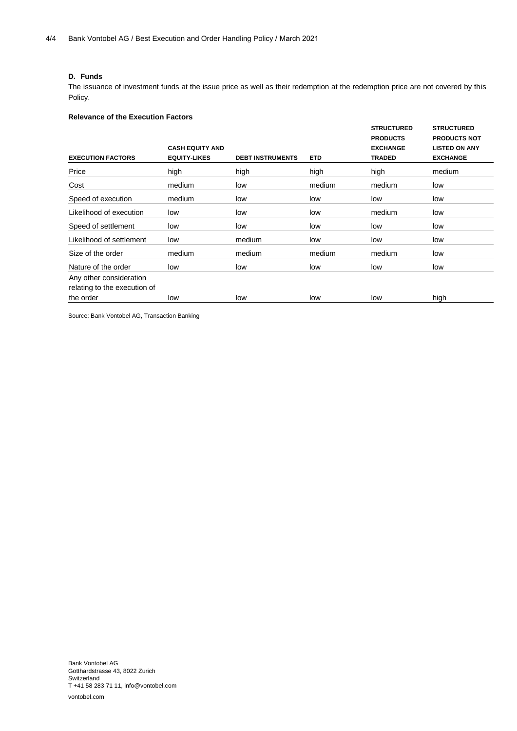### D. Funds

The issuance of investment funds at the issue price as well as their redemption at the redemption price are not covered by this Policy.

**Relevance of the Execution Factors**

| EXECUTION FACTORS | CASH EQUITY AND EQUITY-LIKES | DEBT INSTRUMENTS | ETD | STRUCTURED PRODUCTS EXCHANGE TRADED | STRUCTURED PRODUCTS NOT LISTED ON ANY EXCHANGE |
|---|---|---|---|---|---|
| Price | high | high | high | high | medium |
| Cost | medium | low | medium | medium | low |
| Speed of execution | medium | low | low | low | low |
| Likelihood of execution | low | low | low | medium | low |
| Speed of settlement | low | low | low | low | low |
| Likelihood of settlement | low | medium | low | low | low |
| Size of the order | medium | medium | medium | medium | low |
| Nature of the order | low | low | low | low | low |
| Any other consideration relating to the execution of the order | low | low | low | low | high |

Source: Bank Vontobel AG, Transaction Banking

Bank Vontobel AG
Gotthardstrasse 43, 8022 Zurich
Switzerland
T +41 58 283 71 11, info@vontobel.com

vontobel.com